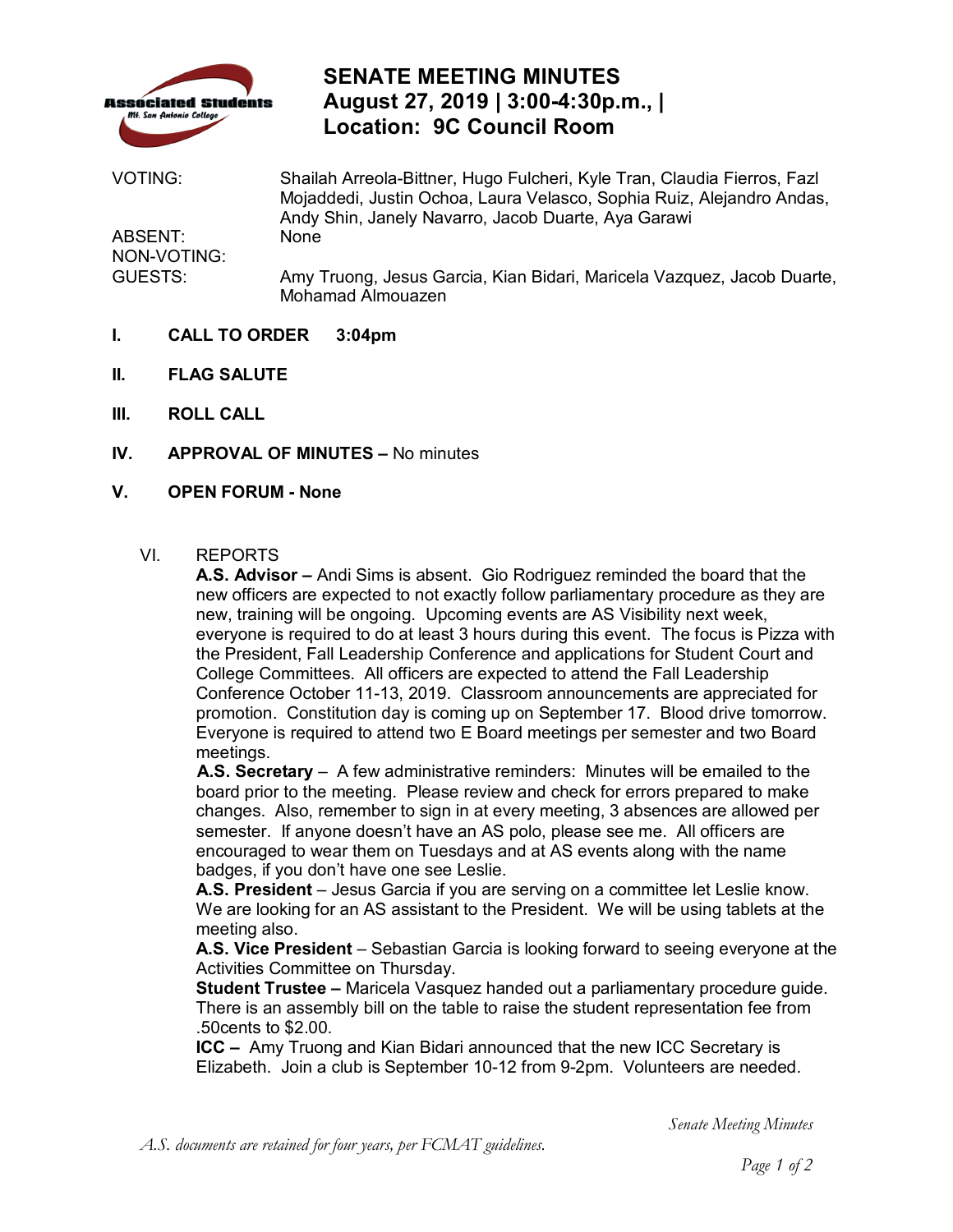# SENATE MEETING MINUTES
## August 27, 2019 | 3:00-4:30p.m., |
## Location: 9C Council Room

VOTING: Shailah Arreola-Bittner, Hugo Fulcheri, Kyle Tran, Claudia Fierros, Fazl Mojaddedi, Justin Ochoa, Laura Velasco, Sophia Ruiz, Alejandro Andas, Andy Shin, Janely Navarro, Jacob Duarte, Aya Garawi

ABSENT: None

NON-VOTING:

GUESTS: Amy Truong, Jesus Garcia, Kian Bidari, Maricela Vazquez, Jacob Duarte, Mohamad Almouazen

**I. CALL TO ORDER 3:04pm**

**II. FLAG SALUTE**

**III. ROLL CALL**

**IV. APPROVAL OF MINUTES –** No minutes

**V. OPEN FORUM - None**

VI. REPORTS

**A.S. Advisor –** Andi Sims is absent. Gio Rodriguez reminded the board that the new officers are expected to not exactly follow parliamentary procedure as they are new, training will be ongoing. Upcoming events are AS Visibility next week, everyone is required to do at least 3 hours during this event. The focus is Pizza with the President, Fall Leadership Conference and applications for Student Court and College Committees. All officers are expected to attend the Fall Leadership Conference October 11-13, 2019. Classroom announcements are appreciated for promotion. Constitution day is coming up on September 17. Blood drive tomorrow. Everyone is required to attend two E Board meetings per semester and two Board meetings.

**A.S. Secretary** – A few administrative reminders: Minutes will be emailed to the board prior to the meeting. Please review and check for errors prepared to make changes. Also, remember to sign in at every meeting, 3 absences are allowed per semester. If anyone doesn't have an AS polo, please see me. All officers are encouraged to wear them on Tuesdays and at AS events along with the name badges, if you don't have one see Leslie.

**A.S. President** – Jesus Garcia if you are serving on a committee let Leslie know. We are looking for an AS assistant to the President. We will be using tablets at the meeting also.

**A.S. Vice President** – Sebastian Garcia is looking forward to seeing everyone at the Activities Committee on Thursday.

**Student Trustee –** Maricela Vasquez handed out a parliamentary procedure guide. There is an assembly bill on the table to raise the student representation fee from .50cents to $2.00.

**ICC –** Amy Truong and Kian Bidari announced that the new ICC Secretary is Elizabeth. Join a club is September 10-12 from 9-2pm. Volunteers are needed.

*A.S. documents are retained for four years, per FCMAT guidelines.*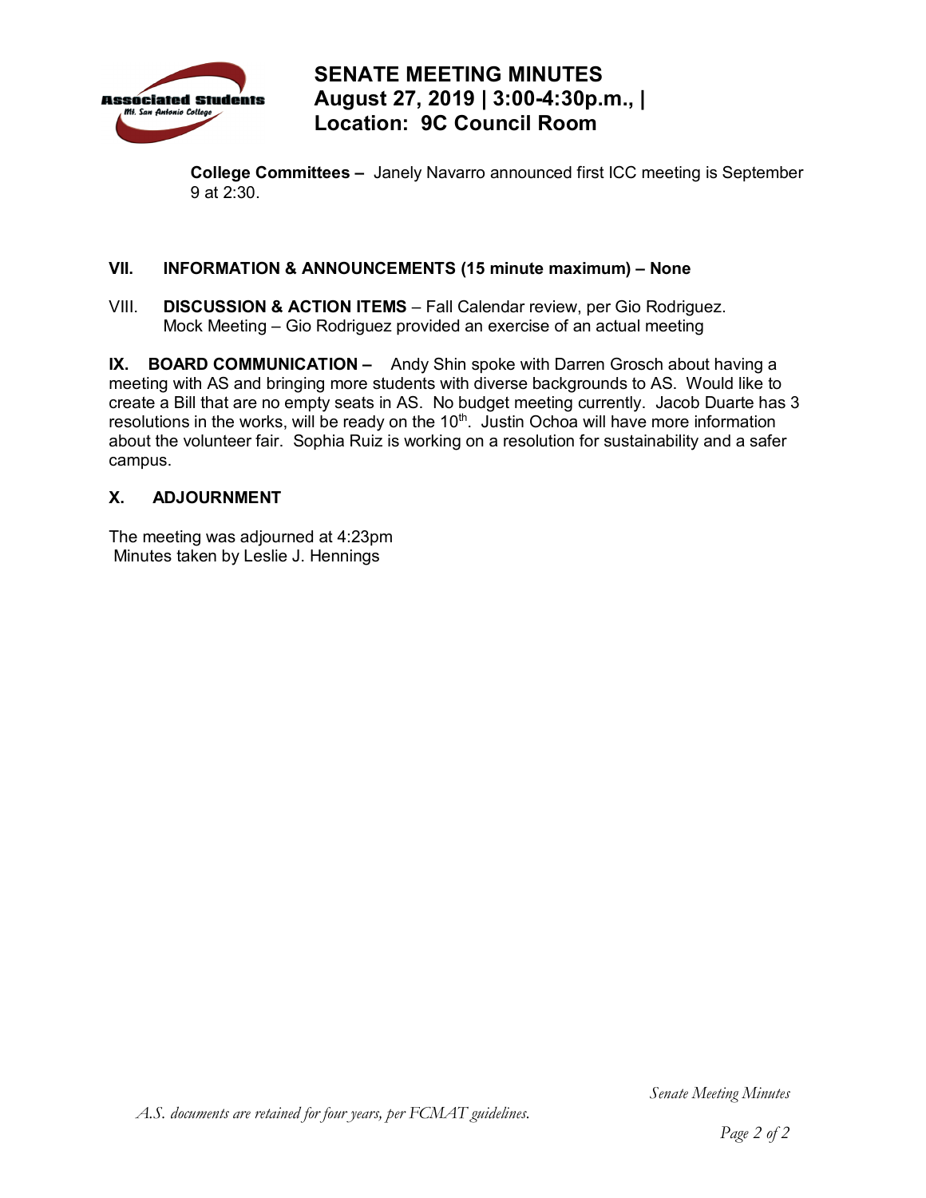**College Committees –** Janely Navarro announced first ICC meeting is September 9 at 2:30.

**VII. INFORMATION & ANNOUNCEMENTS (15 minute maximum) – None**

VIII. **DISCUSSION & ACTION ITEMS** – Fall Calendar review, per Gio Rodriguez. Mock Meeting – Gio Rodriguez provided an exercise of an actual meeting

**IX. BOARD COMMUNICATION –** Andy Shin spoke with Darren Grosch about having a meeting with AS and bringing more students with diverse backgrounds to AS. Would like to create a Bill that are no empty seats in AS. No budget meeting currently. Jacob Duarte has 3 resolutions in the works, will be ready on the 10th. Justin Ochoa will have more information about the volunteer fair. Sophia Ruiz is working on a resolution for sustainability and a safer campus.

**X. ADJOURNMENT**

The meeting was adjourned at 4:23pm
Minutes taken by Leslie J. Hennings

*A.S. documents are retained for four years, per FCMAT guidelines.*